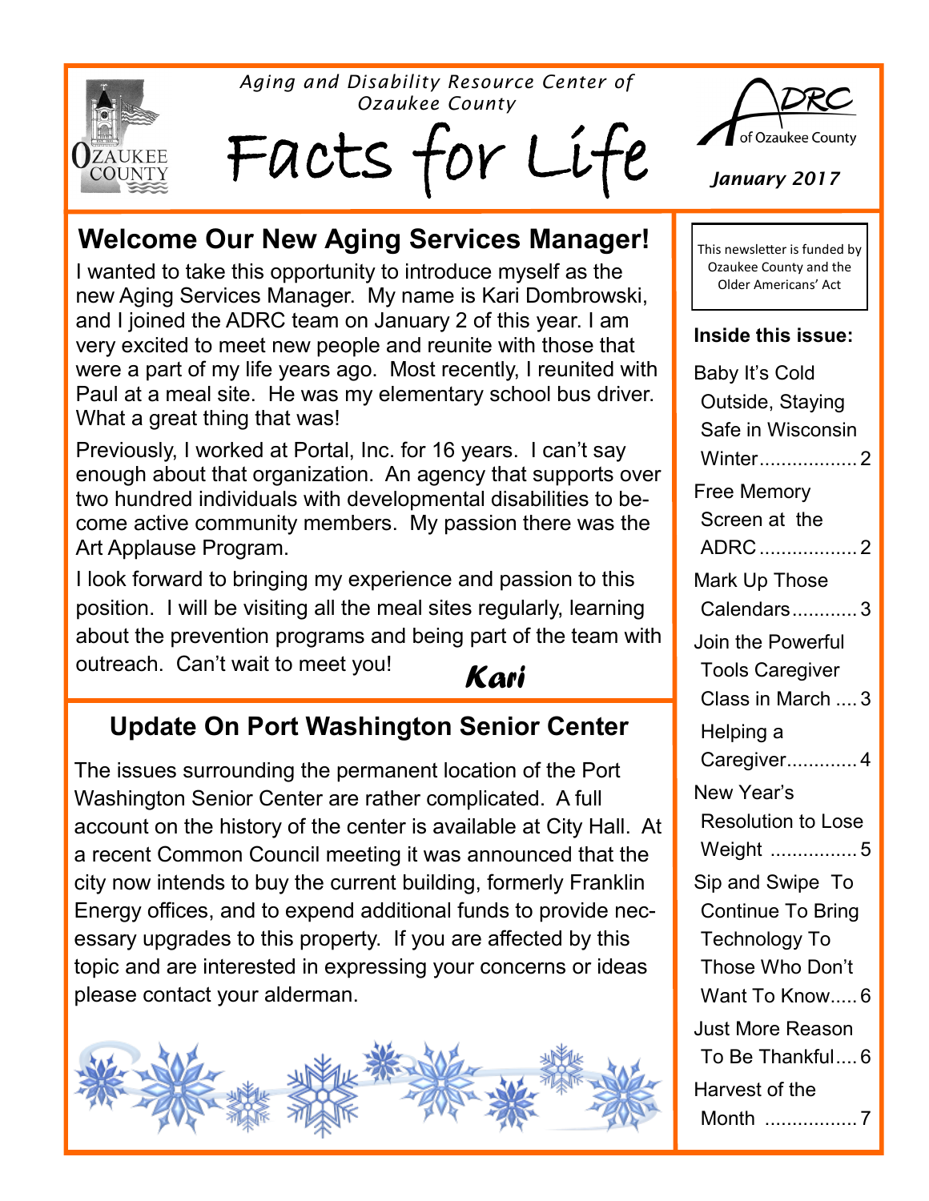*Aging and Disability Resource Center of Ozaukee County*

# Facts for Life

ADRC of Ozaukee County

*January 2017*

This newsletter is funded by Ozaukee County and the Older Americans' Act

**Inside this issue:**

- Baby It's Cold Outside, Staying Safe in Wisconsin Winter.................. 2
- Free Memory Screen at the ADRC .................. 2
- Mark Up Those Calendars............ 3
- Join the Powerful Tools Caregiver Class in March .... 3
- Helping a Caregiver............. 4
- New Year's Resolution to Lose Weight ................ 5
- Sip and Swipe To Continue To Bring Technology To Those Who Don't Want To Know..... 6
- Just More Reason To Be Thankful.... 6
- Harvest of the Month ................ 7

## Welcome Our New Aging Services Manager!

I wanted to take this opportunity to introduce myself as the new Aging Services Manager. My name is Kari Dombrowski, and I joined the ADRC team on January 2 of this year. I am very excited to meet new people and reunite with those that were a part of my life years ago. Most recently, I reunited with Paul at a meal site. He was my elementary school bus driver. What a great thing that was!

Previously, I worked at Portal, Inc. for 16 years. I can't say enough about that organization. An agency that supports over two hundred individuals with developmental disabilities to become active community members. My passion there was the Art Applause Program.

I look forward to bringing my experience and passion to this position. I will be visiting all the meal sites regularly, learning about the prevention programs and being part of the team with outreach. Can't wait to meet you!

***Kari***

## Update On Port Washington Senior Center

The issues surrounding the permanent location of the Port Washington Senior Center are rather complicated. A full account on the history of the center is available at City Hall. At a recent Common Council meeting it was announced that the city now intends to buy the current building, formerly Franklin Energy offices, and to expend additional funds to provide necessary upgrades to this property. If you are affected by this topic and are interested in expressing your concerns or ideas please contact your alderman.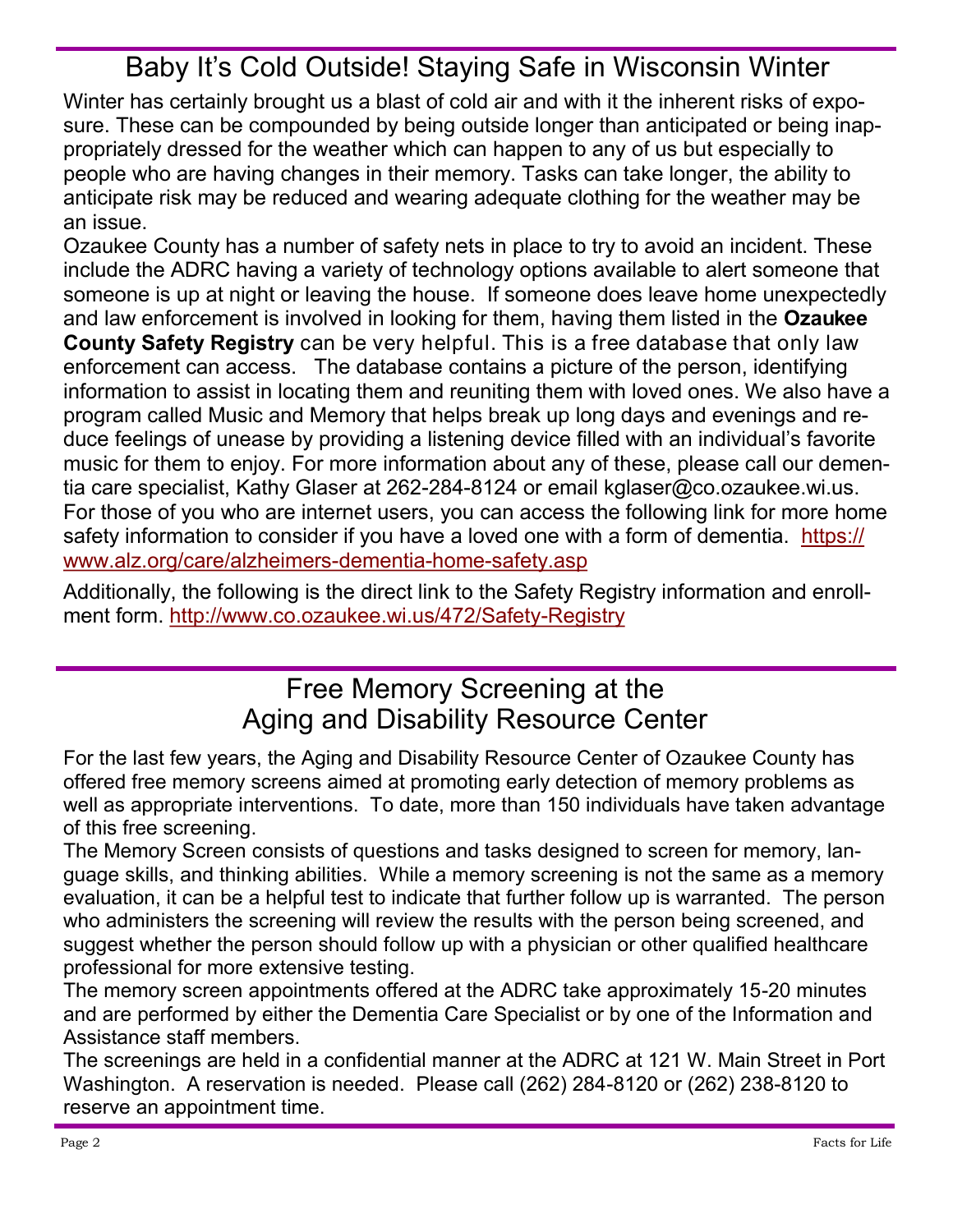## Baby It's Cold Outside! Staying Safe in Wisconsin Winter

Winter has certainly brought us a blast of cold air and with it the inherent risks of exposure. These can be compounded by being outside longer than anticipated or being inappropriately dressed for the weather which can happen to any of us but especially to people who are having changes in their memory. Tasks can take longer, the ability to anticipate risk may be reduced and wearing adequate clothing for the weather may be an issue.

Ozaukee County has a number of safety nets in place to try to avoid an incident. These include the ADRC having a variety of technology options available to alert someone that someone is up at night or leaving the house. If someone does leave home unexpectedly and law enforcement is involved in looking for them, having them listed in the **Ozaukee County Safety Registry** can be very helpful. This is a free database that only law enforcement can access. The database contains a picture of the person, identifying information to assist in locating them and reuniting them with loved ones. We also have a program called Music and Memory that helps break up long days and evenings and reduce feelings of unease by providing a listening device filled with an individual's favorite music for them to enjoy. For more information about any of these, please call our dementia care specialist, Kathy Glaser at 262-284-8124 or email kglaser@co.ozaukee.wi.us. For those of you who are internet users, you can access the following link for more home safety information to consider if you have a loved one with a form of dementia. https://www.alz.org/care/alzheimers-dementia-home-safety.asp

Additionally, the following is the direct link to the Safety Registry information and enrollment form. http://www.co.ozaukee.wi.us/472/Safety-Registry

## Free Memory Screening at the Aging and Disability Resource Center

For the last few years, the Aging and Disability Resource Center of Ozaukee County has offered free memory screens aimed at promoting early detection of memory problems as well as appropriate interventions. To date, more than 150 individuals have taken advantage of this free screening.

The Memory Screen consists of questions and tasks designed to screen for memory, language skills, and thinking abilities. While a memory screening is not the same as a memory evaluation, it can be a helpful test to indicate that further follow up is warranted. The person who administers the screening will review the results with the person being screened, and suggest whether the person should follow up with a physician or other qualified healthcare professional for more extensive testing.

The memory screen appointments offered at the ADRC take approximately 15-20 minutes and are performed by either the Dementia Care Specialist or by one of the Information and Assistance staff members.

The screenings are held in a confidential manner at the ADRC at 121 W. Main Street in Port Washington. A reservation is needed. Please call (262) 284-8120 or (262) 238-8120 to reserve an appointment time.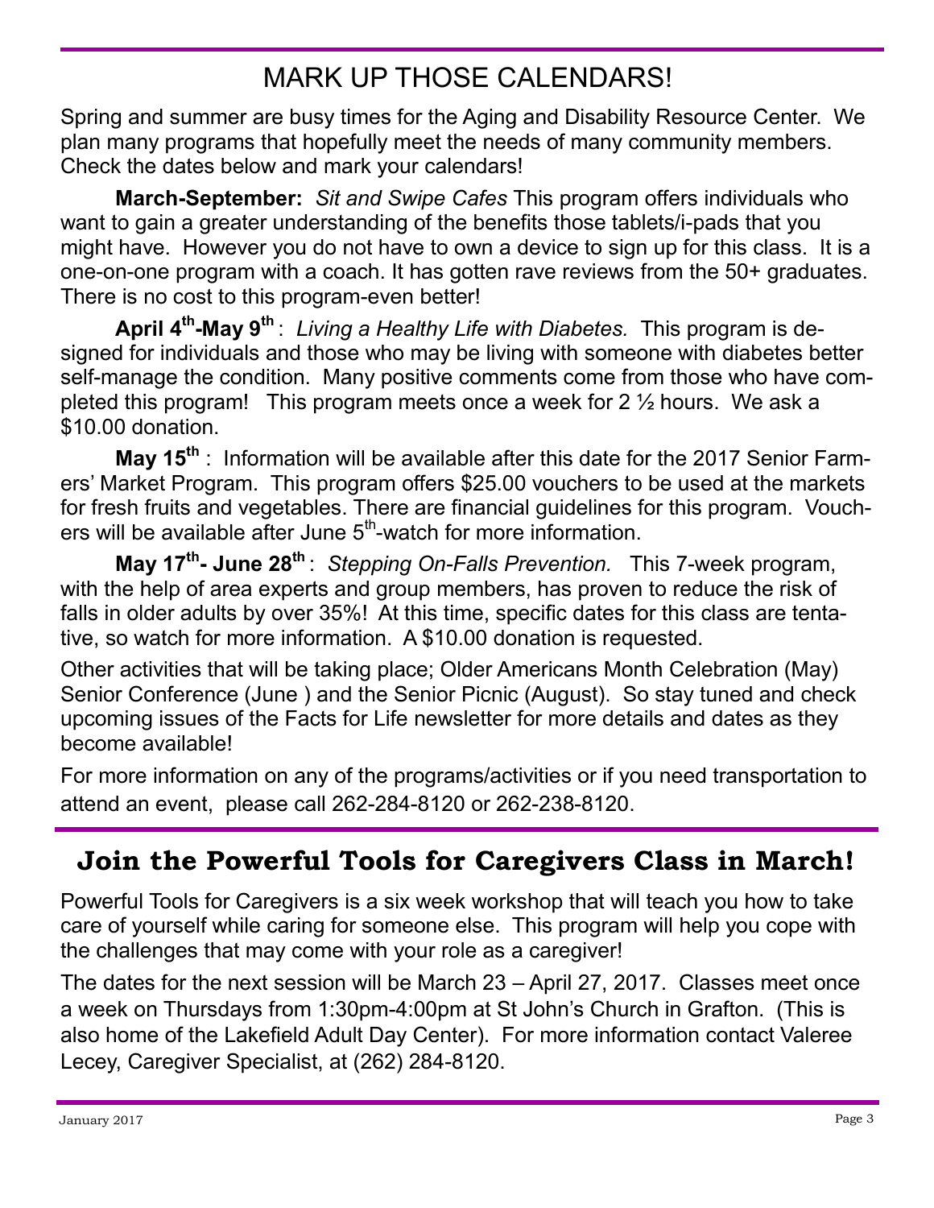## MARK UP THOSE CALENDARS!

Spring and summer are busy times for the Aging and Disability Resource Center. We plan many programs that hopefully meet the needs of many community members. Check the dates below and mark your calendars!

**March-September:** *Sit and Swipe Cafes* This program offers individuals who want to gain a greater understanding of the benefits those tablets/i-pads that you might have. However you do not have to own a device to sign up for this class. It is a one-on-one program with a coach. It has gotten rave reviews from the 50+ graduates. There is no cost to this program-even better!

**April 4th-May 9th** : *Living a Healthy Life with Diabetes.* This program is designed for individuals and those who may be living with someone with diabetes better self-manage the condition. Many positive comments come from those who have completed this program! This program meets once a week for 2 ½ hours. We ask a \$10.00 donation.

**May 15th** : Information will be available after this date for the 2017 Senior Farmers' Market Program. This program offers \$25.00 vouchers to be used at the markets for fresh fruits and vegetables. There are financial guidelines for this program. Vouchers will be available after June 5th-watch for more information.

**May 17th- June 28th** : *Stepping On-Falls Prevention.* This 7-week program, with the help of area experts and group members, has proven to reduce the risk of falls in older adults by over 35%! At this time, specific dates for this class are tentative, so watch for more information. A \$10.00 donation is requested.

Other activities that will be taking place; Older Americans Month Celebration (May) Senior Conference (June ) and the Senior Picnic (August). So stay tuned and check upcoming issues of the Facts for Life newsletter for more details and dates as they become available!

For more information on any of the programs/activities or if you need transportation to attend an event, please call 262-284-8120 or 262-238-8120.

## Join the Powerful Tools for Caregivers Class in March!

Powerful Tools for Caregivers is a six week workshop that will teach you how to take care of yourself while caring for someone else. This program will help you cope with the challenges that may come with your role as a caregiver!

The dates for the next session will be March 23 – April 27, 2017. Classes meet once a week on Thursdays from 1:30pm-4:00pm at St John's Church in Grafton. (This is also home of the Lakefield Adult Day Center). For more information contact Valeree Lecey, Caregiver Specialist, at (262) 284-8120.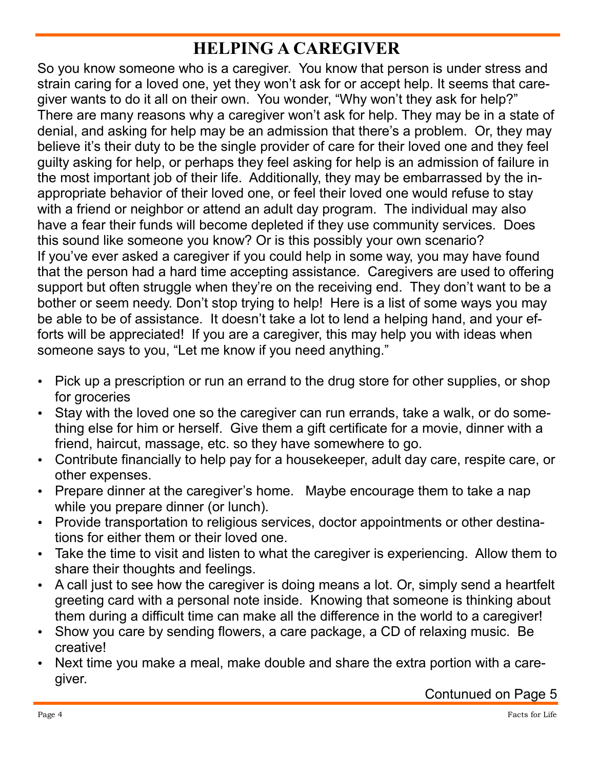# HELPING A CAREGIVER

So you know someone who is a caregiver. You know that person is under stress and strain caring for a loved one, yet they won't ask for or accept help. It seems that caregiver wants to do it all on their own. You wonder, "Why won't they ask for help?" There are many reasons why a caregiver won't ask for help. They may be in a state of denial, and asking for help may be an admission that there's a problem. Or, they may believe it's their duty to be the single provider of care for their loved one and they feel guilty asking for help, or perhaps they feel asking for help is an admission of failure in the most important job of their life. Additionally, they may be embarrassed by the inappropriate behavior of their loved one, or feel their loved one would refuse to stay with a friend or neighbor or attend an adult day program. The individual may also have a fear their funds will become depleted if they use community services. Does this sound like someone you know? Or is this possibly your own scenario?

If you've ever asked a caregiver if you could help in some way, you may have found that the person had a hard time accepting assistance. Caregivers are used to offering support but often struggle when they're on the receiving end. They don't want to be a bother or seem needy. Don't stop trying to help! Here is a list of some ways you may be able to be of assistance. It doesn't take a lot to lend a helping hand, and your efforts will be appreciated! If you are a caregiver, this may help you with ideas when someone says to you, "Let me know if you need anything."

- Pick up a prescription or run an errand to the drug store for other supplies, or shop for groceries
- Stay with the loved one so the caregiver can run errands, take a walk, or do something else for him or herself. Give them a gift certificate for a movie, dinner with a friend, haircut, massage, etc. so they have somewhere to go.
- Contribute financially to help pay for a housekeeper, adult day care, respite care, or other expenses.
- Prepare dinner at the caregiver's home. Maybe encourage them to take a nap while you prepare dinner (or lunch).
- Provide transportation to religious services, doctor appointments or other destinations for either them or their loved one.
- Take the time to visit and listen to what the caregiver is experiencing. Allow them to share their thoughts and feelings.
- A call just to see how the caregiver is doing means a lot. Or, simply send a heartfelt greeting card with a personal note inside. Knowing that someone is thinking about them during a difficult time can make all the difference in the world to a caregiver!
- Show you care by sending flowers, a care package, a CD of relaxing music. Be creative!
- Next time you make a meal, make double and share the extra portion with a caregiver.

Contunued on Page 5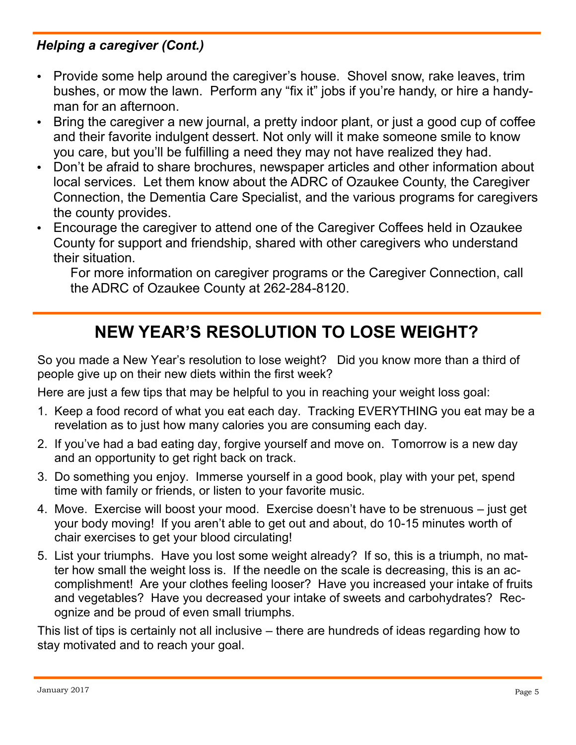### *Helping a caregiver (Cont.)*

- Provide some help around the caregiver's house. Shovel snow, rake leaves, trim bushes, or mow the lawn. Perform any "fix it" jobs if you're handy, or hire a handyman for an afternoon.
- Bring the caregiver a new journal, a pretty indoor plant, or just a good cup of coffee and their favorite indulgent dessert. Not only will it make someone smile to know you care, but you'll be fulfilling a need they may not have realized they had.
- Don't be afraid to share brochures, newspaper articles and other information about local services. Let them know about the ADRC of Ozaukee County, the Caregiver Connection, the Dementia Care Specialist, and the various programs for caregivers the county provides.
- Encourage the caregiver to attend one of the Caregiver Coffees held in Ozaukee County for support and friendship, shared with other caregivers who understand their situation.

For more information on caregiver programs or the Caregiver Connection, call the ADRC of Ozaukee County at 262-284-8120.

## NEW YEAR'S RESOLUTION TO LOSE WEIGHT?

So you made a New Year's resolution to lose weight? Did you know more than a third of people give up on their new diets within the first week?

Here are just a few tips that may be helpful to you in reaching your weight loss goal:

1. Keep a food record of what you eat each day. Tracking EVERYTHING you eat may be a revelation as to just how many calories you are consuming each day.
2. If you've had a bad eating day, forgive yourself and move on. Tomorrow is a new day and an opportunity to get right back on track.
3. Do something you enjoy. Immerse yourself in a good book, play with your pet, spend time with family or friends, or listen to your favorite music.
4. Move. Exercise will boost your mood. Exercise doesn't have to be strenuous – just get your body moving! If you aren't able to get out and about, do 10-15 minutes worth of chair exercises to get your blood circulating!
5. List your triumphs. Have you lost some weight already? If so, this is a triumph, no matter how small the weight loss is. If the needle on the scale is decreasing, this is an accomplishment! Are your clothes feeling looser? Have you increased your intake of fruits and vegetables? Have you decreased your intake of sweets and carbohydrates? Recognize and be proud of even small triumphs.

This list of tips is certainly not all inclusive – there are hundreds of ideas regarding how to stay motivated and to reach your goal.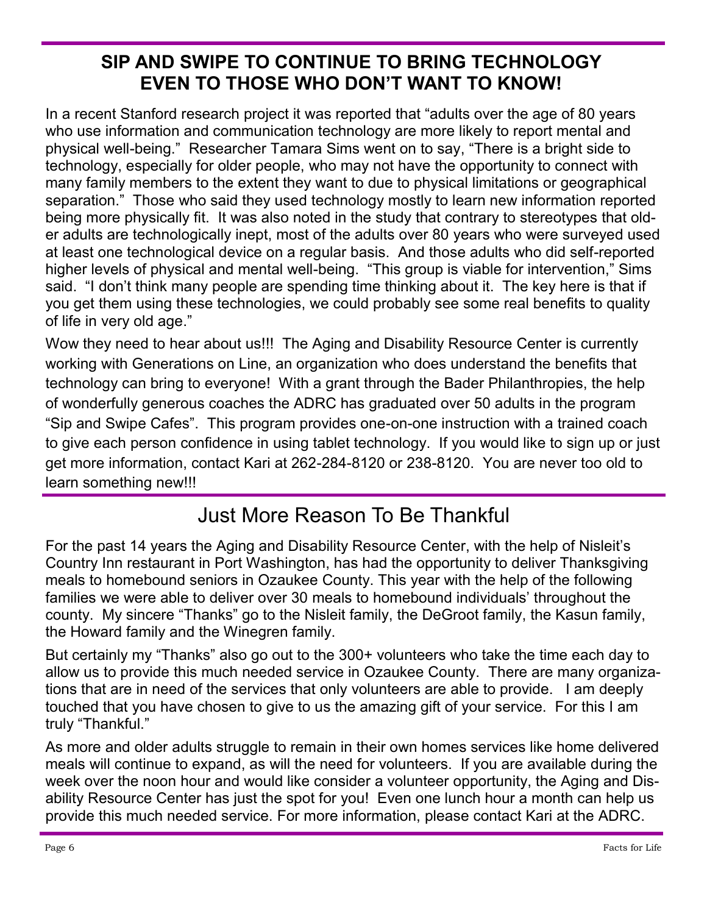## SIP AND SWIPE TO CONTINUE TO BRING TECHNOLOGY EVEN TO THOSE WHO DON'T WANT TO KNOW!

In a recent Stanford research project it was reported that "adults over the age of 80 years who use information and communication technology are more likely to report mental and physical well-being." Researcher Tamara Sims went on to say, "There is a bright side to technology, especially for older people, who may not have the opportunity to connect with many family members to the extent they want to due to physical limitations or geographical separation." Those who said they used technology mostly to learn new information reported being more physically fit. It was also noted in the study that contrary to stereotypes that older adults are technologically inept, most of the adults over 80 years who were surveyed used at least one technological device on a regular basis. And those adults who did self-reported higher levels of physical and mental well-being. "This group is viable for intervention," Sims said. "I don't think many people are spending time thinking about it. The key here is that if you get them using these technologies, we could probably see some real benefits to quality of life in very old age."

Wow they need to hear about us!!! The Aging and Disability Resource Center is currently working with Generations on Line, an organization who does understand the benefits that technology can bring to everyone! With a grant through the Bader Philanthropies, the help of wonderfully generous coaches the ADRC has graduated over 50 adults in the program "Sip and Swipe Cafes". This program provides one-on-one instruction with a trained coach to give each person confidence in using tablet technology. If you would like to sign up or just get more information, contact Kari at 262-284-8120 or 238-8120. You are never too old to learn something new!!!

## Just More Reason To Be Thankful

For the past 14 years the Aging and Disability Resource Center, with the help of Nisleit's Country Inn restaurant in Port Washington, has had the opportunity to deliver Thanksgiving meals to homebound seniors in Ozaukee County. This year with the help of the following families we were able to deliver over 30 meals to homebound individuals' throughout the county. My sincere "Thanks" go to the Nisleit family, the DeGroot family, the Kasun family, the Howard family and the Winegren family.

But certainly my "Thanks" also go out to the 300+ volunteers who take the time each day to allow us to provide this much needed service in Ozaukee County. There are many organizations that are in need of the services that only volunteers are able to provide. I am deeply touched that you have chosen to give to us the amazing gift of your service. For this I am truly "Thankful."

As more and older adults struggle to remain in their own homes services like home delivered meals will continue to expand, as will the need for volunteers. If you are available during the week over the noon hour and would like consider a volunteer opportunity, the Aging and Disability Resource Center has just the spot for you! Even one lunch hour a month can help us provide this much needed service. For more information, please contact Kari at the ADRC.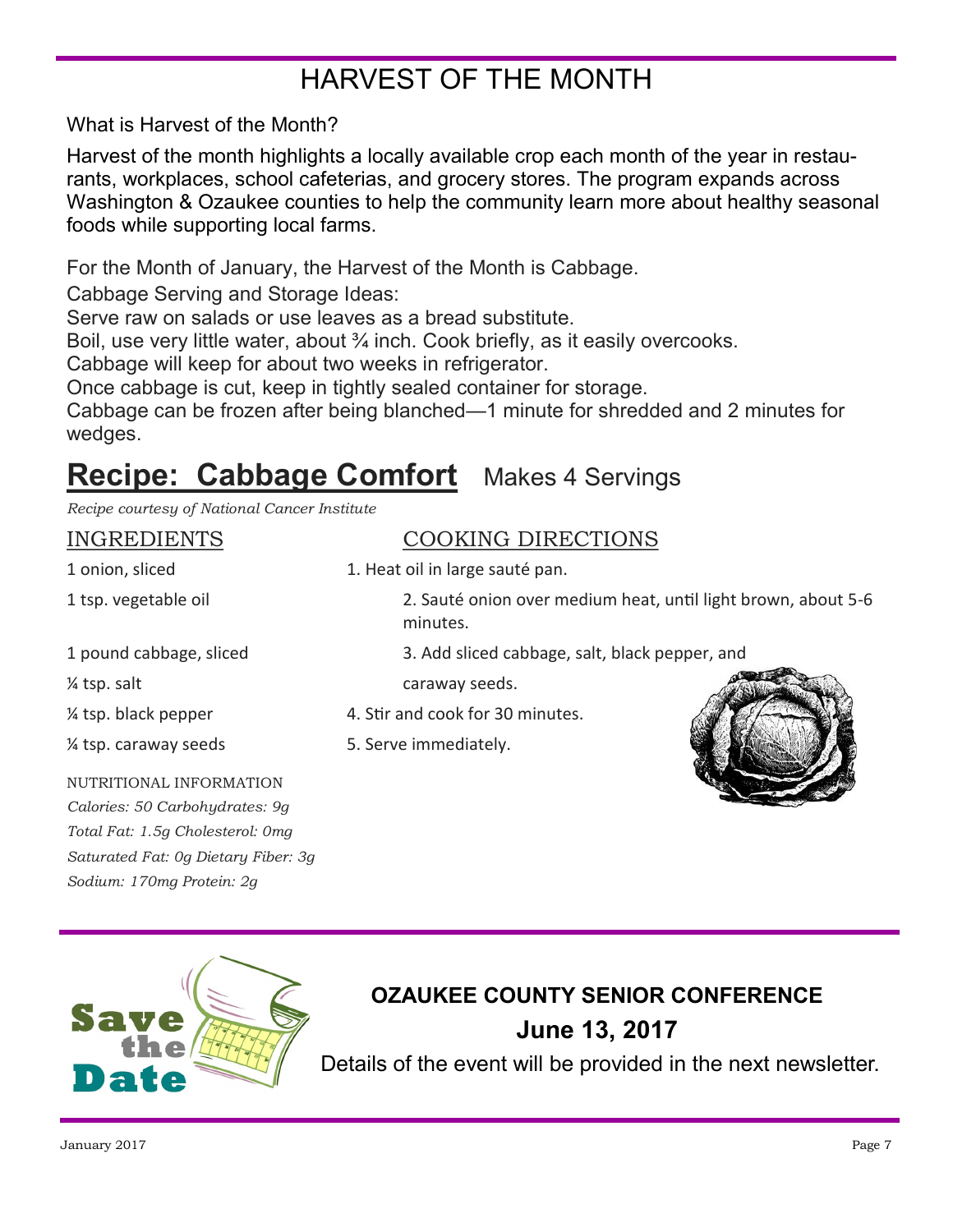# HARVEST OF THE MONTH

What is Harvest of the Month?

Harvest of the month highlights a locally available crop each month of the year in restaurants, workplaces, school cafeterias, and grocery stores. The program expands across Washington & Ozaukee counties to help the community learn more about healthy seasonal foods while supporting local farms.

For the Month of January, the Harvest of the Month is Cabbage.

Cabbage Serving and Storage Ideas:

Serve raw on salads or use leaves as a bread substitute.

Boil, use very little water, about ¾ inch. Cook briefly, as it easily overcooks.

Cabbage will keep for about two weeks in refrigerator.

Once cabbage is cut, keep in tightly sealed container for storage.

Cabbage can be frozen after being blanched—1 minute for shredded and 2 minutes for wedges.

## **Recipe: Cabbage Comfort** Makes 4 Servings

*Recipe courtesy of National Cancer Institute*

### INGREDIENTS

1 onion, sliced

1 tsp. vegetable oil

1 pound cabbage, sliced

¼ tsp. salt

¼ tsp. black pepper

¼ tsp. caraway seeds

NUTRITIONAL INFORMATION

*Calories: 50 Carbohydrates: 9g*

*Total Fat: 1.5g Cholesterol: 0mg*

*Saturated Fat: 0g Dietary Fiber: 3g*

*Sodium: 170mg Protein: 2g*

### COOKING DIRECTIONS

1. Heat oil in large sauté pan.
2. Sauté onion over medium heat, until light brown, about 5-6 minutes.
3. Add sliced cabbage, salt, black pepper, and caraway seeds.
4. Stir and cook for 30 minutes.
5. Serve immediately.

Save the Date

**OZAUKEE COUNTY SENIOR CONFERENCE**

**June 13, 2017**

Details of the event will be provided in the next newsletter.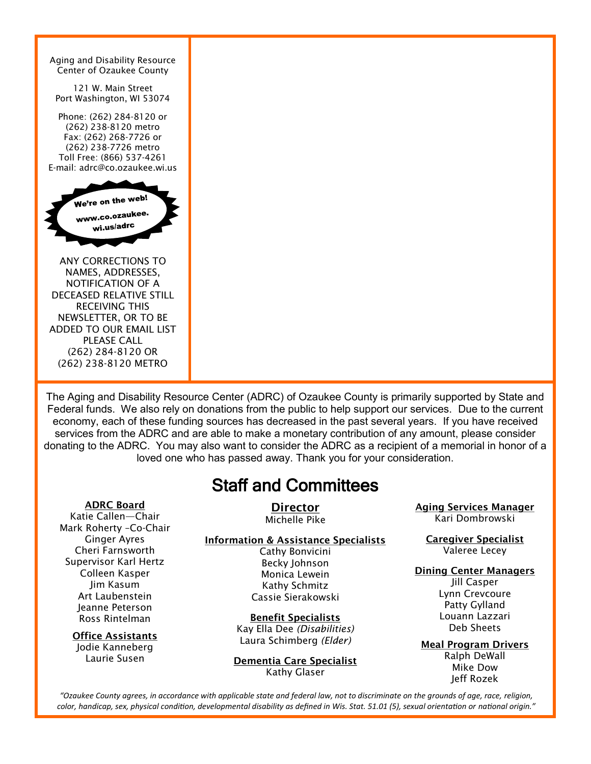Aging and Disability Resource Center of Ozaukee County

121 W. Main Street
Port Washington, WI 53074

Phone: (262) 284-8120 or
(262) 238-8120 metro
Fax: (262) 268-7726 or
(262) 238-7726 metro
Toll Free: (866) 537-4261
E-mail: adrc@co.ozaukee.wi.us

We're on the web!
www.co.ozaukee.wi.us/adrc

ANY CORRECTIONS TO NAMES, ADDRESSES, NOTIFICATION OF A DECEASED RELATIVE STILL RECEIVING THIS NEWSLETTER, OR TO BE ADDED TO OUR EMAIL LIST PLEASE CALL (262) 284-8120 OR (262) 238-8120 METRO

The Aging and Disability Resource Center (ADRC) of Ozaukee County is primarily supported by State and Federal funds. We also rely on donations from the public to help support our services. Due to the current economy, each of these funding sources has decreased in the past several years. If you have received services from the ADRC and are able to make a monetary contribution of any amount, please consider donating to the ADRC. You may also want to consider the ADRC as a recipient of a memorial in honor of a loved one who has passed away. Thank you for your consideration.

# Staff and Committees

**ADRC Board**
Katie Callen—Chair
Mark Roherty –Co-Chair
Ginger Ayres
Cheri Farnsworth
Supervisor Karl Hertz
Colleen Kasper
Jim Kasum
Art Laubenstein
Jeanne Peterson
Ross Rintelman

**Office Assistants**
Jodie Kanneberg
Laurie Susen

**Director**
Michelle Pike

**Information & Assistance Specialists**
Cathy Bonvicini
Becky Johnson
Monica Lewein
Kathy Schmitz
Cassie Sierakowski

**Benefit Specialists**
Kay Ella Dee *(Disabilities)*
Laura Schimberg *(Elder)*

**Dementia Care Specialist**
Kathy Glaser

**Aging Services Manager**
Kari Dombrowski

**Caregiver Specialist**
Valeree Lecey

**Dining Center Managers**
Jill Casper
Lynn Crevcoure
Patty Gylland
Louann Lazzari
Deb Sheets

**Meal Program Drivers**
Ralph DeWall
Mike Dow
Jeff Rozek

*"Ozaukee County agrees, in accordance with applicable state and federal law, not to discriminate on the grounds of age, race, religion, color, handicap, sex, physical condition, developmental disability as defined in Wis. Stat. 51.01 (5), sexual orientation or national origin."*